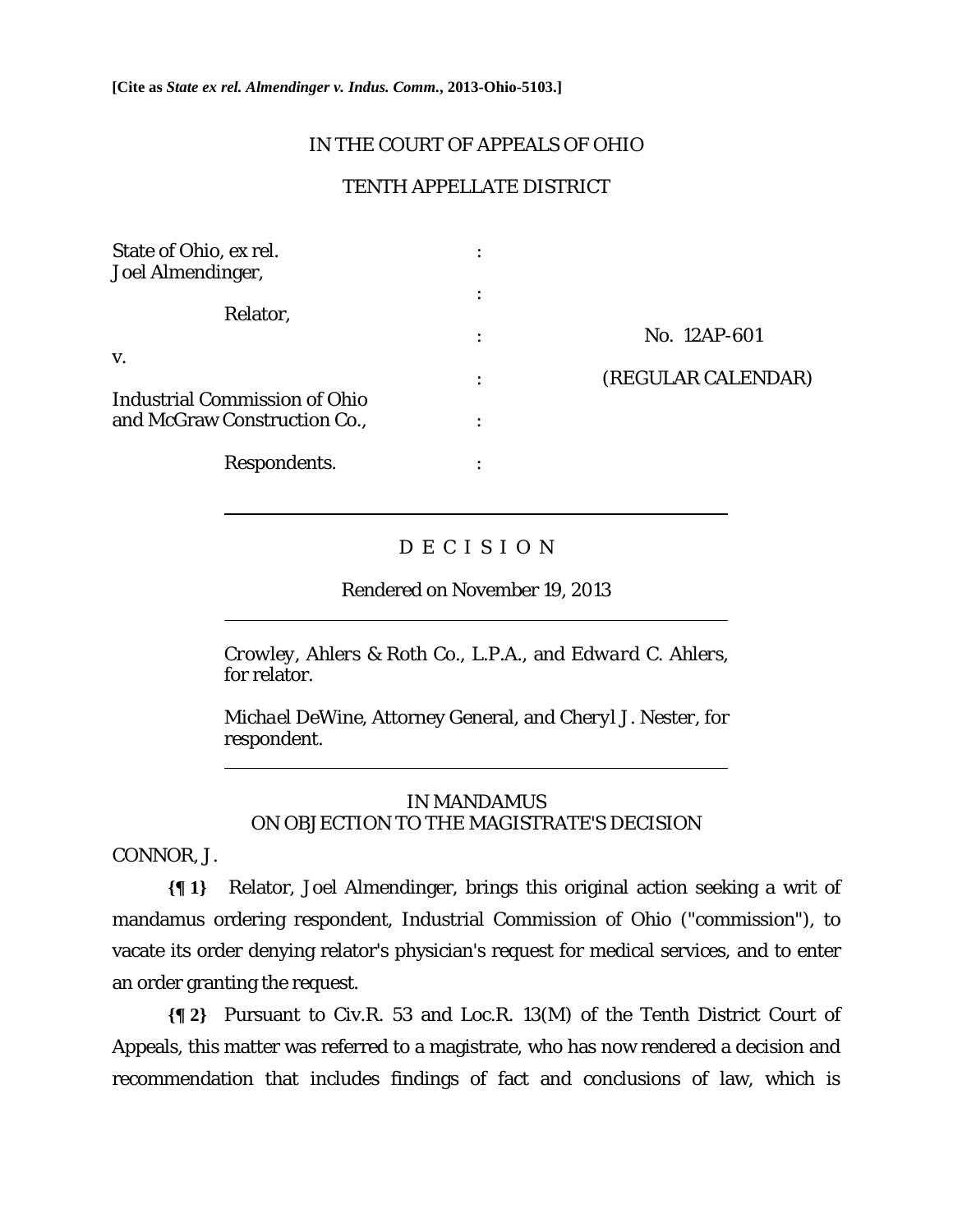**[Cite as *State ex rel. Almendinger v. Indus. Comm.*, 2013-Ohio-5103.]**

IN THE COURT OF APPEALS OF OHIO

TENTH APPELLATE DISTRICT

| | | |
|---|---|---|
| State of Ohio, ex rel. Joel Almendinger, | : | |
| Relator, | : | No. 12AP-601 |
| v. | : | (REGULAR CALENDAR) |
| Industrial Commission of Ohio and McGraw Construction Co., | : | |
| Respondents. | : | |

D E C I S I O N

Rendered on November 19, 2013

*Crowley, Ahlers & Roth Co., L.P.A.*, and *Edward C. Ahlers*, for relator.

*Michael DeWine*, Attorney General, and *Cheryl J. Nester*, for respondent.

IN MANDAMUS
ON OBJECTION TO THE MAGISTRATE'S DECISION

CONNOR, J.

**{¶ 1}** Relator, Joel Almendinger, brings this original action seeking a writ of mandamus ordering respondent, Industrial Commission of Ohio ("commission"), to vacate its order denying relator's physician's request for medical services, and to enter an order granting the request.

**{¶ 2}** Pursuant to Civ.R. 53 and Loc.R. 13(M) of the Tenth District Court of Appeals, this matter was referred to a magistrate, who has now rendered a decision and recommendation that includes findings of fact and conclusions of law, which is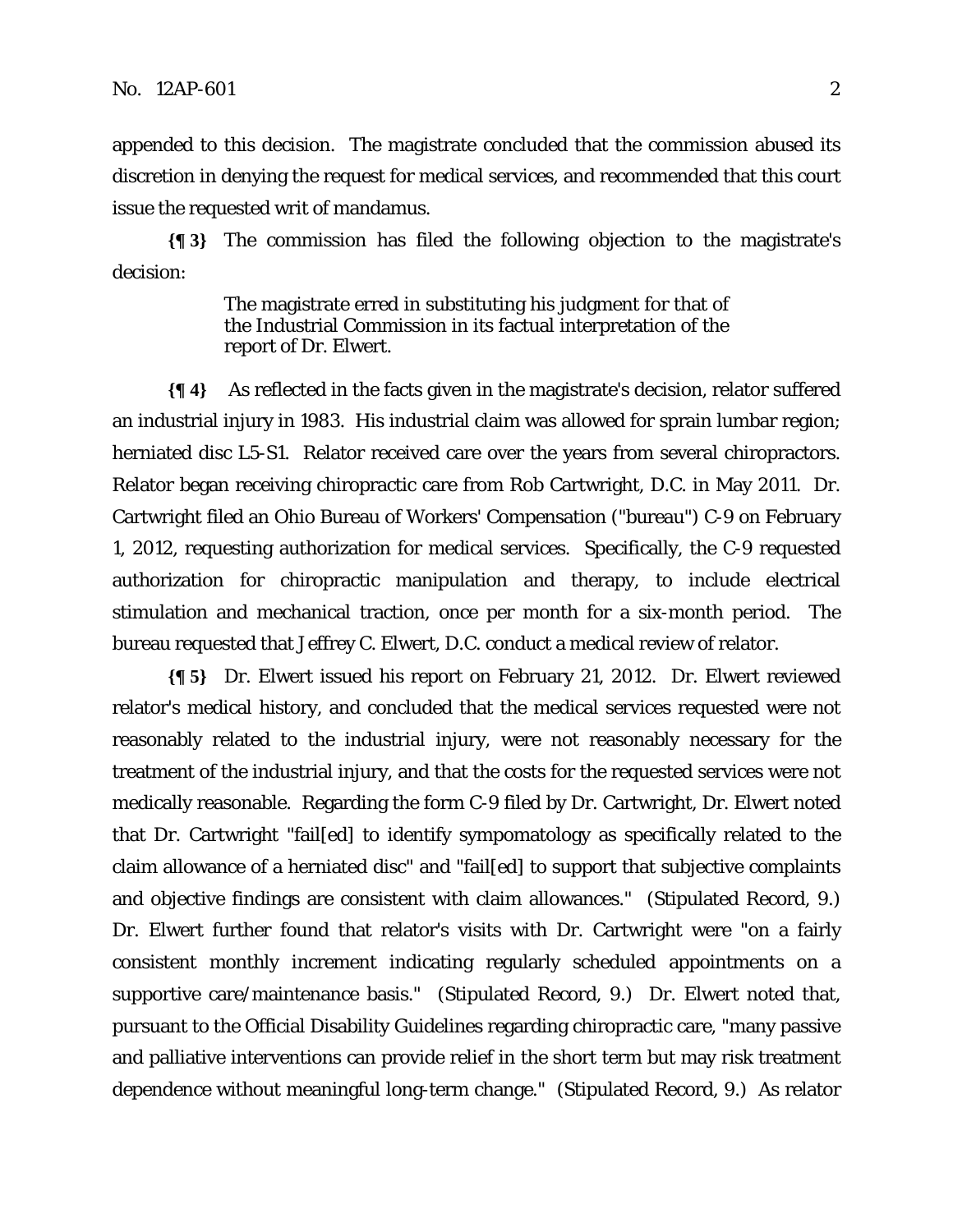appended to this decision. The magistrate concluded that the commission abused its discretion in denying the request for medical services, and recommended that this court issue the requested writ of mandamus.

**{¶ 3}** The commission has filed the following objection to the magistrate's decision:

> The magistrate erred in substituting his judgment for that of the Industrial Commission in its factual interpretation of the report of Dr. Elwert.

**{¶ 4}** As reflected in the facts given in the magistrate's decision, relator suffered an industrial injury in 1983. His industrial claim was allowed for sprain lumbar region; herniated disc L5-S1. Relator received care over the years from several chiropractors. Relator began receiving chiropractic care from Rob Cartwright, D.C. in May 2011. Dr. Cartwright filed an Ohio Bureau of Workers' Compensation ("bureau") C-9 on February 1, 2012, requesting authorization for medical services. Specifically, the C-9 requested authorization for chiropractic manipulation and therapy, to include electrical stimulation and mechanical traction, once per month for a six-month period. The bureau requested that Jeffrey C. Elwert, D.C. conduct a medical review of relator.

**{¶ 5}** Dr. Elwert issued his report on February 21, 2012. Dr. Elwert reviewed relator's medical history, and concluded that the medical services requested were not reasonably related to the industrial injury, were not reasonably necessary for the treatment of the industrial injury, and that the costs for the requested services were not medically reasonable. Regarding the form C-9 filed by Dr. Cartwright, Dr. Elwert noted that Dr. Cartwright "fail[ed] to identify sympomatology as specifically related to the claim allowance of a herniated disc" and "fail[ed] to support that subjective complaints and objective findings are consistent with claim allowances." (Stipulated Record, 9.) Dr. Elwert further found that relator's visits with Dr. Cartwright were "on a fairly consistent monthly increment indicating regularly scheduled appointments on a supportive care/maintenance basis." (Stipulated Record, 9.) Dr. Elwert noted that, pursuant to the Official Disability Guidelines regarding chiropractic care, "many passive and palliative interventions can provide relief in the short term but may risk treatment dependence without meaningful long-term change." (Stipulated Record, 9.) As relator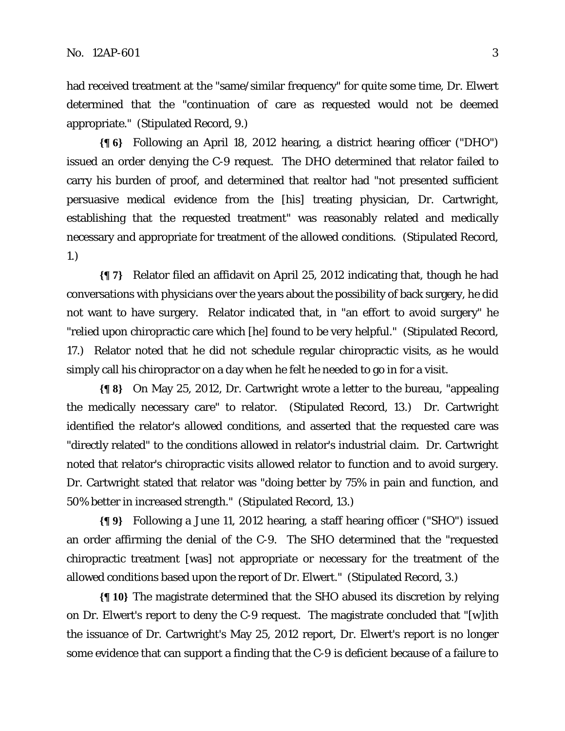had received treatment at the "same/similar frequency" for quite some time, Dr. Elwert determined that the "continuation of care as requested would not be deemed appropriate." (Stipulated Record, 9.)

**{¶ 6}** Following an April 18, 2012 hearing, a district hearing officer ("DHO") issued an order denying the C-9 request. The DHO determined that relator failed to carry his burden of proof, and determined that realtor had "not presented sufficient persuasive medical evidence from the [his] treating physician, Dr. Cartwright, establishing that the requested treatment" was reasonably related and medically necessary and appropriate for treatment of the allowed conditions. (Stipulated Record, 1.)

**{¶ 7}** Relator filed an affidavit on April 25, 2012 indicating that, though he had conversations with physicians over the years about the possibility of back surgery, he did not want to have surgery. Relator indicated that, in "an effort to avoid surgery" he "relied upon chiropractic care which [he] found to be very helpful." (Stipulated Record, 17.) Relator noted that he did not schedule regular chiropractic visits, as he would simply call his chiropractor on a day when he felt he needed to go in for a visit.

**{¶ 8}** On May 25, 2012, Dr. Cartwright wrote a letter to the bureau, "appealing the medically necessary care" to relator. (Stipulated Record, 13.) Dr. Cartwright identified the relator's allowed conditions, and asserted that the requested care was "directly related" to the conditions allowed in relator's industrial claim. Dr. Cartwright noted that relator's chiropractic visits allowed relator to function and to avoid surgery. Dr. Cartwright stated that relator was "doing better by 75% in pain and function, and 50% better in increased strength." (Stipulated Record, 13.)

**{¶ 9}** Following a June 11, 2012 hearing, a staff hearing officer ("SHO") issued an order affirming the denial of the C-9. The SHO determined that the "requested chiropractic treatment [was] not appropriate or necessary for the treatment of the allowed conditions based upon the report of Dr. Elwert." (Stipulated Record, 3.)

**{¶ 10}** The magistrate determined that the SHO abused its discretion by relying on Dr. Elwert's report to deny the C-9 request. The magistrate concluded that "[w]ith the issuance of Dr. Cartwright's May 25, 2012 report, Dr. Elwert's report is no longer some evidence that can support a finding that the C-9 is deficient because of a failure to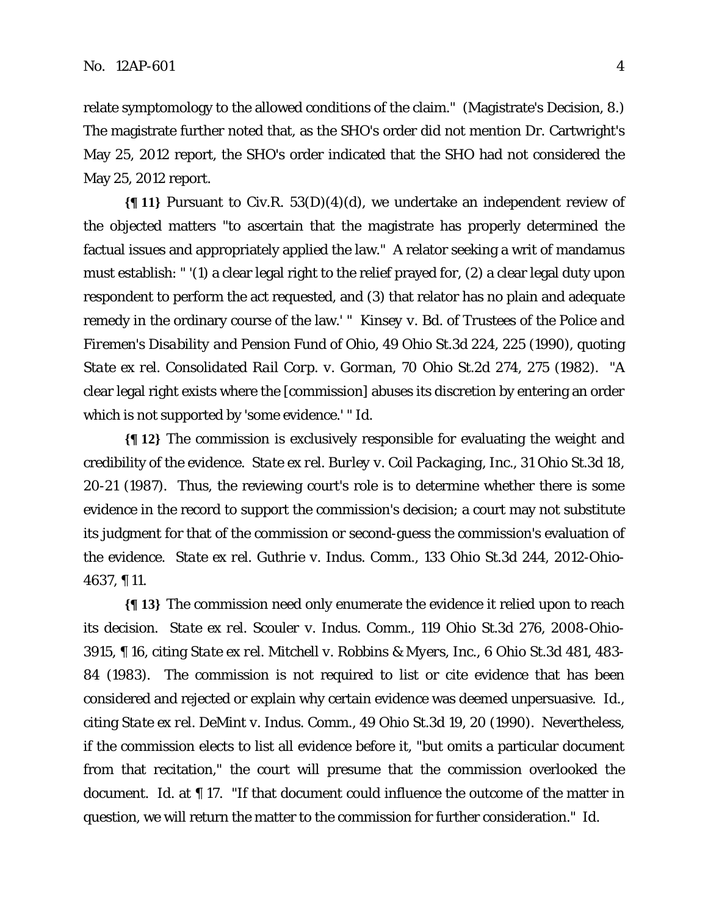relate symptomology to the allowed conditions of the claim." (Magistrate's Decision, 8.) The magistrate further noted that, as the SHO's order did not mention Dr. Cartwright's May 25, 2012 report, the SHO's order indicated that the SHO had not considered the May 25, 2012 report.

**{¶ 11}** Pursuant to Civ.R. 53(D)(4)(d), we undertake an independent review of the objected matters "to ascertain that the magistrate has properly determined the factual issues and appropriately applied the law." A relator seeking a writ of mandamus must establish: " '(1) a clear legal right to the relief prayed for, (2) a clear legal duty upon respondent to perform the act requested, and (3) that relator has no plain and adequate remedy in the ordinary course of the law.' " *Kinsey v. Bd. of Trustees of the Police and Firemen's Disability and Pension Fund of Ohio*, 49 Ohio St.3d 224, 225 (1990), quoting *State ex rel. Consolidated Rail Corp. v. Gorman*, 70 Ohio St.2d 274, 275 (1982). "A clear legal right exists where the [commission] abuses its discretion by entering an order which is not supported by 'some evidence.' " *Id.*

**{¶ 12}** The commission is exclusively responsible for evaluating the weight and credibility of the evidence. *State ex rel. Burley v. Coil Packaging, Inc.*, 31 Ohio St.3d 18, 20-21 (1987). Thus, the reviewing court's role is to determine whether there is some evidence in the record to support the commission's decision; a court may not substitute its judgment for that of the commission or second-guess the commission's evaluation of the evidence. *State ex rel. Guthrie v. Indus. Comm.*, 133 Ohio St.3d 244, 2012-Ohio-4637, ¶ 11.

**{¶ 13}** The commission need only enumerate the evidence it relied upon to reach its decision. *State ex rel. Scouler v. Indus. Comm.*, 119 Ohio St.3d 276, 2008-Ohio-3915, ¶ 16, citing *State ex rel. Mitchell v. Robbins & Myers, Inc.*, 6 Ohio St.3d 481, 483-84 (1983). The commission is not required to list or cite evidence that has been considered and rejected or explain why certain evidence was deemed unpersuasive. *Id.*, citing *State ex rel. DeMint v. Indus. Comm.*, 49 Ohio St.3d 19, 20 (1990). Nevertheless, if the commission elects to list all evidence before it, "but omits a particular document from that recitation," the court will presume that the commission overlooked the document. *Id.* at ¶ 17. "If that document could influence the outcome of the matter in question, we will return the matter to the commission for further consideration." *Id.*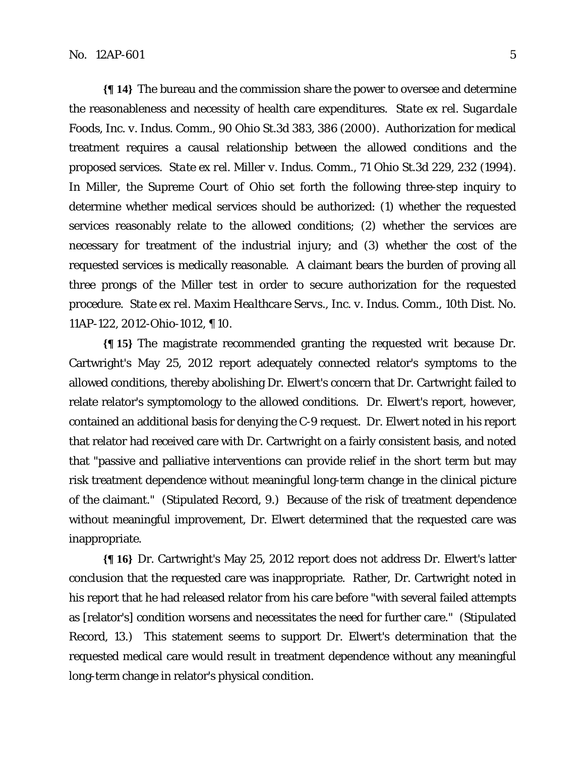**{¶ 14}** The bureau and the commission share the power to oversee and determine the reasonableness and necessity of health care expenditures. *State ex rel. Sugardale Foods, Inc. v. Indus. Comm.*, 90 Ohio St.3d 383, 386 (2000). Authorization for medical treatment requires a causal relationship between the allowed conditions and the proposed services. *State ex rel. Miller v. Indus. Comm.*, 71 Ohio St.3d 229, 232 (1994). In *Miller*, the Supreme Court of Ohio set forth the following three-step inquiry to determine whether medical services should be authorized: (1) whether the requested services reasonably relate to the allowed conditions; (2) whether the services are necessary for treatment of the industrial injury; and (3) whether the cost of the requested services is medically reasonable. A claimant bears the burden of proving all three prongs of the *Miller* test in order to secure authorization for the requested procedure. *State ex rel. Maxim Healthcare Servs., Inc. v. Indus. Comm.*, 10th Dist. No. 11AP-122, 2012-Ohio-1012, ¶ 10.

**{¶ 15}** The magistrate recommended granting the requested writ because Dr. Cartwright's May 25, 2012 report adequately connected relator's symptoms to the allowed conditions, thereby abolishing Dr. Elwert's concern that Dr. Cartwright failed to relate relator's symptomology to the allowed conditions. Dr. Elwert's report, however, contained an additional basis for denying the C-9 request. Dr. Elwert noted in his report that relator had received care with Dr. Cartwright on a fairly consistent basis, and noted that "passive and palliative interventions can provide relief in the short term but may risk treatment dependence without meaningful long-term change in the clinical picture of the claimant." (Stipulated Record, 9.) Because of the risk of treatment dependence without meaningful improvement, Dr. Elwert determined that the requested care was inappropriate.

**{¶ 16}** Dr. Cartwright's May 25, 2012 report does not address Dr. Elwert's latter conclusion that the requested care was inappropriate. Rather, Dr. Cartwright noted in his report that he had released relator from his care before "with several failed attempts as [relator's] condition worsens and necessitates the need for further care." (Stipulated Record, 13.) This statement seems to support Dr. Elwert's determination that the requested medical care would result in treatment dependence without any meaningful long-term change in relator's physical condition.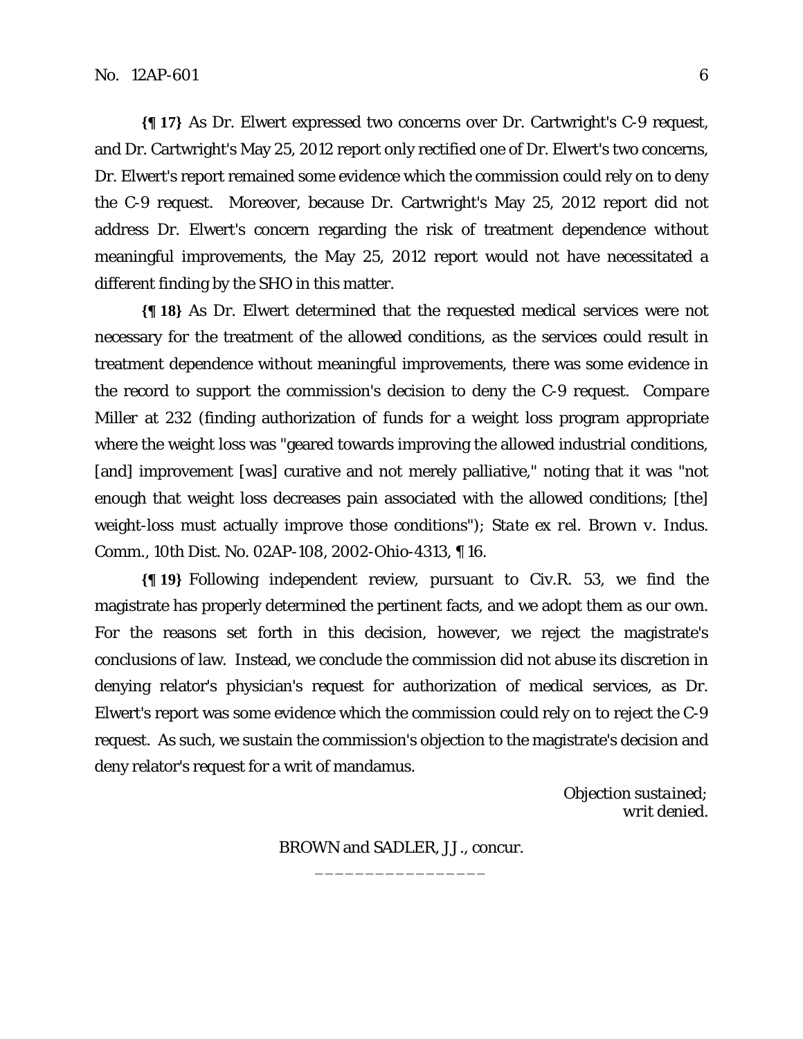**{¶ 17}** As Dr. Elwert expressed two concerns over Dr. Cartwright's C-9 request, and Dr. Cartwright's May 25, 2012 report only rectified one of Dr. Elwert's two concerns, Dr. Elwert's report remained some evidence which the commission could rely on to deny the C-9 request. Moreover, because Dr. Cartwright's May 25, 2012 report did not address Dr. Elwert's concern regarding the risk of treatment dependence without meaningful improvements, the May 25, 2012 report would not have necessitated a different finding by the SHO in this matter.

**{¶ 18}** As Dr. Elwert determined that the requested medical services were not necessary for the treatment of the allowed conditions, as the services could result in treatment dependence without meaningful improvements, there was some evidence in the record to support the commission's decision to deny the C-9 request. *Compare* Miller at 232 (finding authorization of funds for a weight loss program appropriate where the weight loss was "geared towards improving the allowed industrial conditions, [and] improvement [was] curative and not merely palliative," noting that it was "not enough that weight loss decreases pain associated with the allowed conditions; [the] weight-loss must actually improve those conditions"); *State ex rel. Brown v. Indus. Comm.*, 10th Dist. No. 02AP-108, 2002-Ohio-4313, ¶ 16.

**{¶ 19}** Following independent review, pursuant to Civ.R. 53, we find the magistrate has properly determined the pertinent facts, and we adopt them as our own. For the reasons set forth in this decision, however, we reject the magistrate's conclusions of law. Instead, we conclude the commission did not abuse its discretion in denying relator's physician's request for authorization of medical services, as Dr. Elwert's report was some evidence which the commission could rely on to reject the C-9 request. As such, we sustain the commission's objection to the magistrate's decision and deny relator's request for a writ of mandamus.

*Objection sustained;*
*writ denied.*

BROWN and SADLER, JJ., concur.

\_\_\_\_\_\_\_\_\_\_\_\_\_\_\_\_\_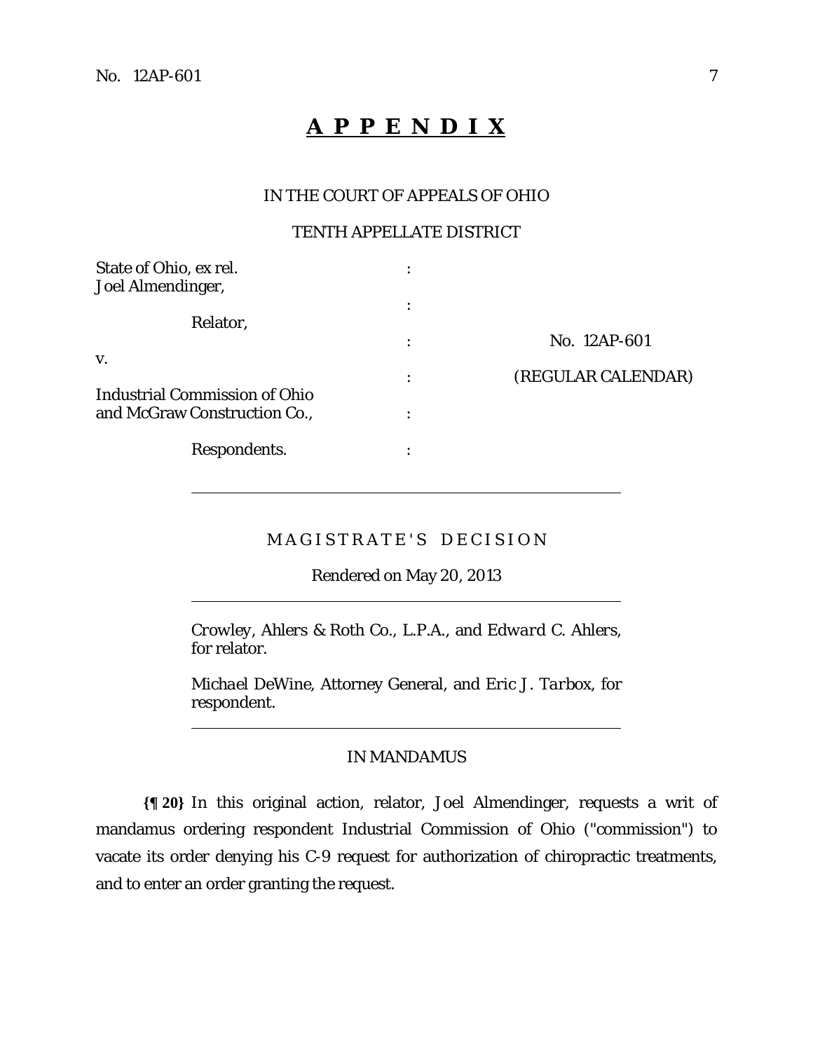# **A P P E N D I X**

IN THE COURT OF APPEALS OF OHIO

TENTH APPELLATE DISTRICT

| | | |
|---|---|---|
| State of Ohio, ex rel. Joel Almendinger, | : | |
| Relator, | : | No. 12AP-601 |
| v. | : | (REGULAR CALENDAR) |
| Industrial Commission of Ohio and McGraw Construction Co., | : | |
| Respondents. | : | |

---

M A G I S T R A T E ' S   D E C I S I O N

Rendered on May 20, 2013

---

*Crowley, Ahlers & Roth Co., L.P.A.*, and *Edward C. Ahlers*, for relator.

*Michael DeWine*, Attorney General, and *Eric J. Tarbox*, for respondent.

---

IN MANDAMUS

**{¶ 20}** In this original action, relator, Joel Almendinger, requests a writ of mandamus ordering respondent Industrial Commission of Ohio ("commission") to vacate its order denying his C-9 request for authorization of chiropractic treatments, and to enter an order granting the request.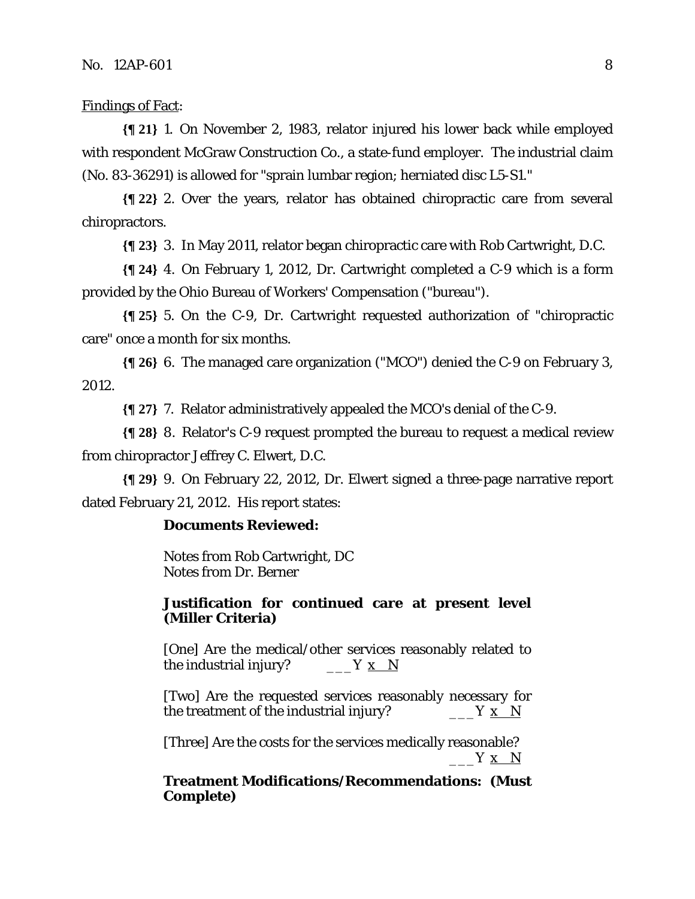Findings of Fact:

**{¶ 21}** 1. On November 2, 1983, relator injured his lower back while employed with respondent McGraw Construction Co., a state-fund employer. The industrial claim (No. 83-36291) is allowed for "sprain lumbar region; herniated disc L5-S1."

**{¶ 22}** 2. Over the years, relator has obtained chiropractic care from several chiropractors.

**{¶ 23}** 3. In May 2011, relator began chiropractic care with Rob Cartwright, D.C.

**{¶ 24}** 4. On February 1, 2012, Dr. Cartwright completed a C-9 which is a form provided by the Ohio Bureau of Workers' Compensation ("bureau").

**{¶ 25}** 5. On the C-9, Dr. Cartwright requested authorization of "chiropractic care" once a month for six months.

**{¶ 26}** 6. The managed care organization ("MCO") denied the C-9 on February 3, 2012.

**{¶ 27}** 7. Relator administratively appealed the MCO's denial of the C-9.

**{¶ 28}** 8. Relator's C-9 request prompted the bureau to request a medical review from chiropractor Jeffrey C. Elwert, D.C.

**{¶ 29}** 9. On February 22, 2012, Dr. Elwert signed a three-page narrative report dated February 21, 2012. His report states:

> **Documents Reviewed:**
>
> Notes from Rob Cartwright, DC
> Notes from Dr. Berner
>
> **Justification for continued care at present level (Miller Criteria)**
>
> [One] Are the medical/other services reasonably related to the industrial injury? ___Y x N
>
> [Two] Are the requested services reasonably necessary for the treatment of the industrial injury? ___Y x N
>
> [Three] Are the costs for the services medically reasonable? ___Y x N
>
> **Treatment Modifications/Recommendations: (Must Complete)**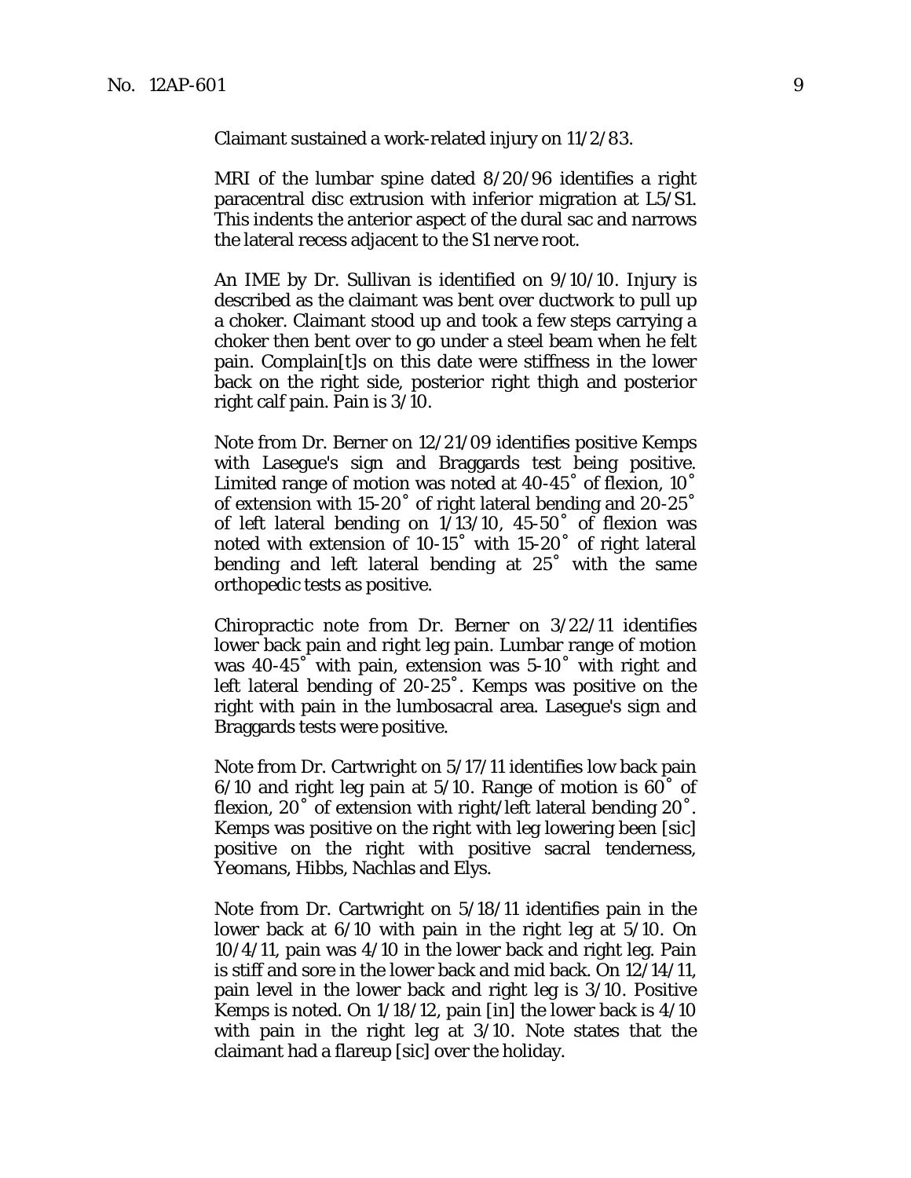Claimant sustained a work-related injury on 11/2/83.

MRI of the lumbar spine dated 8/20/96 identifies a right paracentral disc extrusion with inferior migration at L5/S1. This indents the anterior aspect of the dural sac and narrows the lateral recess adjacent to the S1 nerve root.

An IME by Dr. Sullivan is identified on 9/10/10. Injury is described as the claimant was bent over ductwork to pull up a choker. Claimant stood up and took a few steps carrying a choker then bent over to go under a steel beam when he felt pain. Complain[t]s on this date were stiffness in the lower back on the right side, posterior right thigh and posterior right calf pain. Pain is 3/10.

Note from Dr. Berner on 12/21/09 identifies positive Kemps with Lasegue's sign and Braggards test being positive. Limited range of motion was noted at 40-45˚ of flexion, 10˚ of extension with 15-20˚ of right lateral bending and 20-25˚ of left lateral bending on 1/13/10, 45-50˚ of flexion was noted with extension of 10-15˚ with 15-20˚ of right lateral bending and left lateral bending at 25˚ with the same orthopedic tests as positive.

Chiropractic note from Dr. Berner on 3/22/11 identifies lower back pain and right leg pain. Lumbar range of motion was 40-45˚ with pain, extension was 5-10˚ with right and left lateral bending of 20-25˚. Kemps was positive on the right with pain in the lumbosacral area. Lasegue's sign and Braggards tests were positive.

Note from Dr. Cartwright on 5/17/11 identifies low back pain 6/10 and right leg pain at 5/10. Range of motion is 60˚ of flexion, 20˚ of extension with right/left lateral bending 20˚. Kemps was positive on the right with leg lowering been [sic] positive on the right with positive sacral tenderness, Yeomans, Hibbs, Nachlas and Elys.

Note from Dr. Cartwright on 5/18/11 identifies pain in the lower back at 6/10 with pain in the right leg at 5/10. On 10/4/11, pain was 4/10 in the lower back and right leg. Pain is stiff and sore in the lower back and mid back. On 12/14/11, pain level in the lower back and right leg is 3/10. Positive Kemps is noted. On 1/18/12, pain [in] the lower back is 4/10 with pain in the right leg at 3/10. Note states that the claimant had a flareup [sic] over the holiday.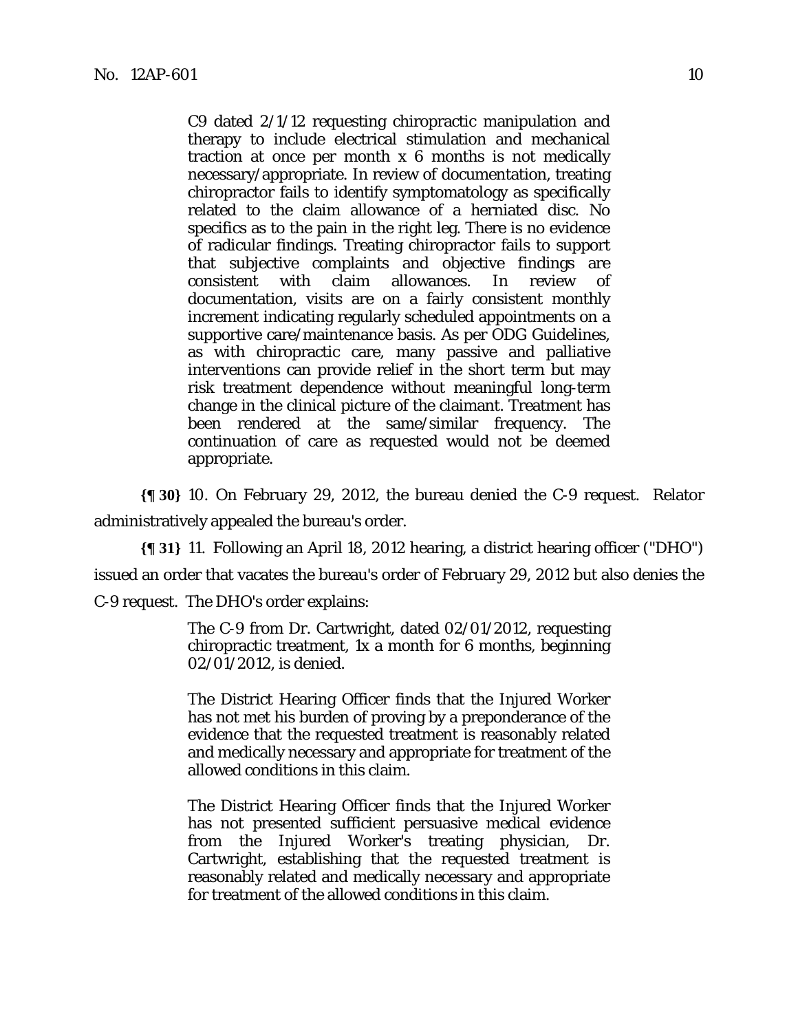> C9 dated 2/1/12 requesting chiropractic manipulation and therapy to include electrical stimulation and mechanical traction at once per month x 6 months is not medically necessary/appropriate. In review of documentation, treating chiropractor fails to identify symptomatology as specifically related to the claim allowance of a herniated disc. No specifics as to the pain in the right leg. There is no evidence of radicular findings. Treating chiropractor fails to support that subjective complaints and objective findings are consistent with claim allowances. In review of documentation, visits are on a fairly consistent monthly increment indicating regularly scheduled appointments on a supportive care/maintenance basis. As per ODG Guidelines, as with chiropractic care, many passive and palliative interventions can provide relief in the short term but may risk treatment dependence without meaningful long-term change in the clinical picture of the claimant. Treatment has been rendered at the same/similar frequency. The continuation of care as requested would not be deemed appropriate.

**{¶ 30}** 10. On February 29, 2012, the bureau denied the C-9 request. Relator administratively appealed the bureau's order.

**{¶ 31}** 11. Following an April 18, 2012 hearing, a district hearing officer ("DHO") issued an order that vacates the bureau's order of February 29, 2012 but also denies the C-9 request. The DHO's order explains:

> The C-9 from Dr. Cartwright, dated 02/01/2012, requesting chiropractic treatment, 1x a month for 6 months, beginning 02/01/2012, is denied.
>
> The District Hearing Officer finds that the Injured Worker has not met his burden of proving by a preponderance of the evidence that the requested treatment is reasonably related and medically necessary and appropriate for treatment of the allowed conditions in this claim.
>
> The District Hearing Officer finds that the Injured Worker has not presented sufficient persuasive medical evidence from the Injured Worker's treating physician, Dr. Cartwright, establishing that the requested treatment is reasonably related and medically necessary and appropriate for treatment of the allowed conditions in this claim.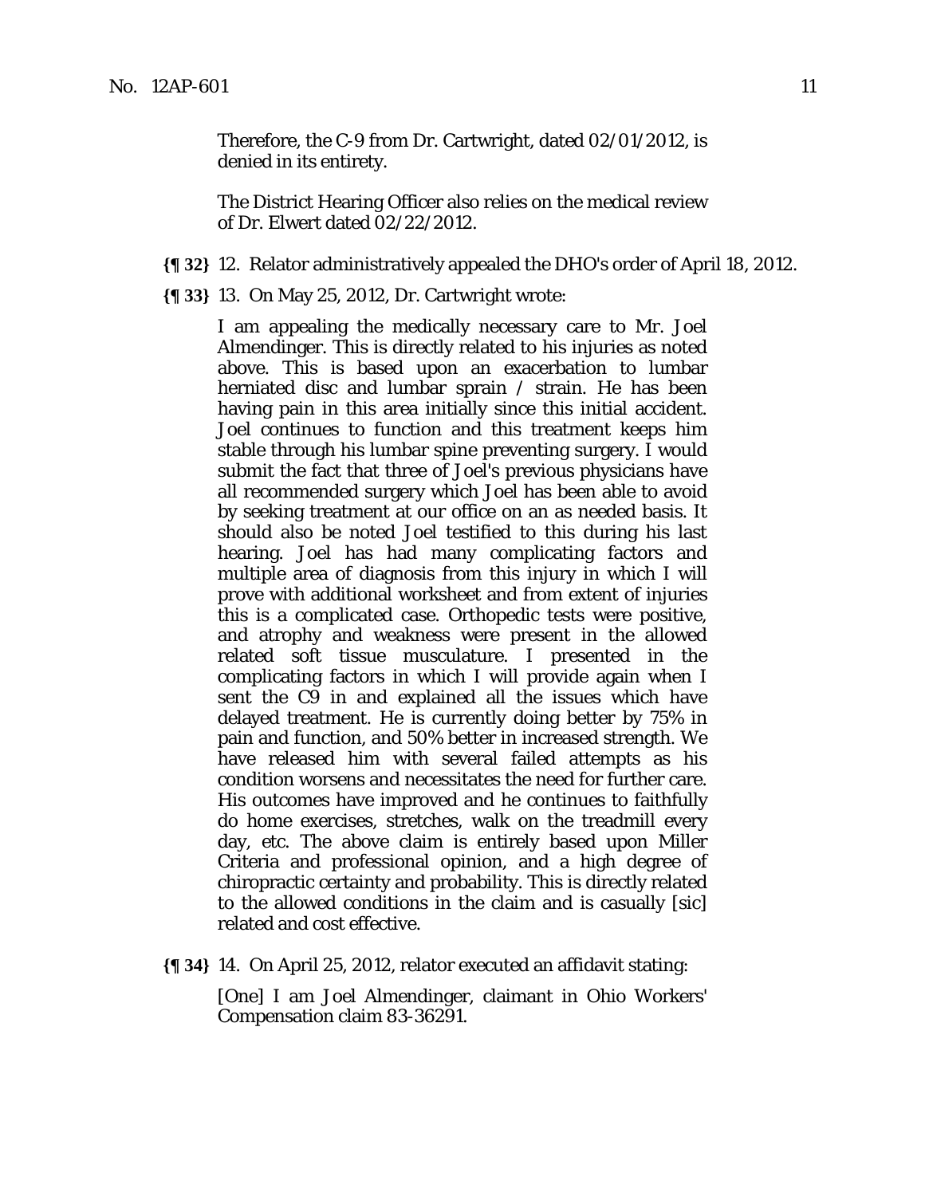Therefore, the C-9 from Dr. Cartwright, dated 02/01/2012, is denied in its entirety.

The District Hearing Officer also relies on the medical review of Dr. Elwert dated 02/22/2012.

**{¶ 32}** 12. Relator administratively appealed the DHO's order of April 18, 2012.

**{¶ 33}** 13. On May 25, 2012, Dr. Cartwright wrote:

> I am appealing the medically necessary care to Mr. Joel Almendinger. This is directly related to his injuries as noted above. This is based upon an exacerbation to lumbar herniated disc and lumbar sprain / strain. He has been having pain in this area initially since this initial accident. Joel continues to function and this treatment keeps him stable through his lumbar spine preventing surgery. I would submit the fact that three of Joel's previous physicians have all recommended surgery which Joel has been able to avoid by seeking treatment at our office on an as needed basis. It should also be noted Joel testified to this during his last hearing. Joel has had many complicating factors and multiple area of diagnosis from this injury in which I will prove with additional worksheet and from extent of injuries this is a complicated case. Orthopedic tests were positive, and atrophy and weakness were present in the allowed related soft tissue musculature. I presented in the complicating factors in which I will provide again when I sent the C9 in and explained all the issues which have delayed treatment. He is currently doing better by 75% in pain and function, and 50% better in increased strength. We have released him with several failed attempts as his condition worsens and necessitates the need for further care. His outcomes have improved and he continues to faithfully do home exercises, stretches, walk on the treadmill every day, etc. The above claim is entirely based upon Miller Criteria and professional opinion, and a high degree of chiropractic certainty and probability. This is directly related to the allowed conditions in the claim and is casually [sic] related and cost effective.

**{¶ 34}** 14. On April 25, 2012, relator executed an affidavit stating:

> [One] I am Joel Almendinger, claimant in Ohio Workers' Compensation claim 83-36291.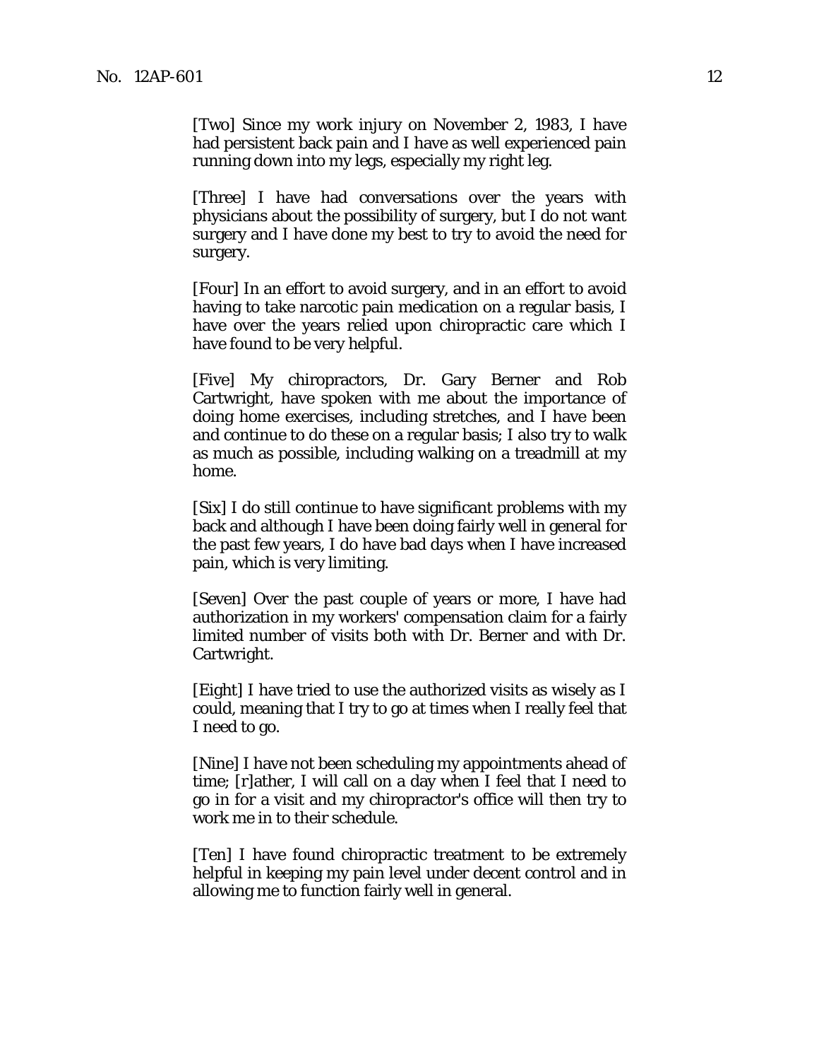[Two] Since my work injury on November 2, 1983, I have had persistent back pain and I have as well experienced pain running down into my legs, especially my right leg.

[Three] I have had conversations over the years with physicians about the possibility of surgery, but I do not want surgery and I have done my best to try to avoid the need for surgery.

[Four] In an effort to avoid surgery, and in an effort to avoid having to take narcotic pain medication on a regular basis, I have over the years relied upon chiropractic care which I have found to be very helpful.

[Five] My chiropractors, Dr. Gary Berner and Rob Cartwright, have spoken with me about the importance of doing home exercises, including stretches, and I have been and continue to do these on a regular basis; I also try to walk as much as possible, including walking on a treadmill at my home.

[Six] I do still continue to have significant problems with my back and although I have been doing fairly well in general for the past few years, I do have bad days when I have increased pain, which is very limiting.

[Seven] Over the past couple of years or more, I have had authorization in my workers' compensation claim for a fairly limited number of visits both with Dr. Berner and with Dr. Cartwright.

[Eight] I have tried to use the authorized visits as wisely as I could, meaning that I try to go at times when I really feel that I need to go.

[Nine] I have not been scheduling my appointments ahead of time; [r]ather, I will call on a day when I feel that I need to go in for a visit and my chiropractor's office will then try to work me in to their schedule.

[Ten] I have found chiropractic treatment to be extremely helpful in keeping my pain level under decent control and in allowing me to function fairly well in general.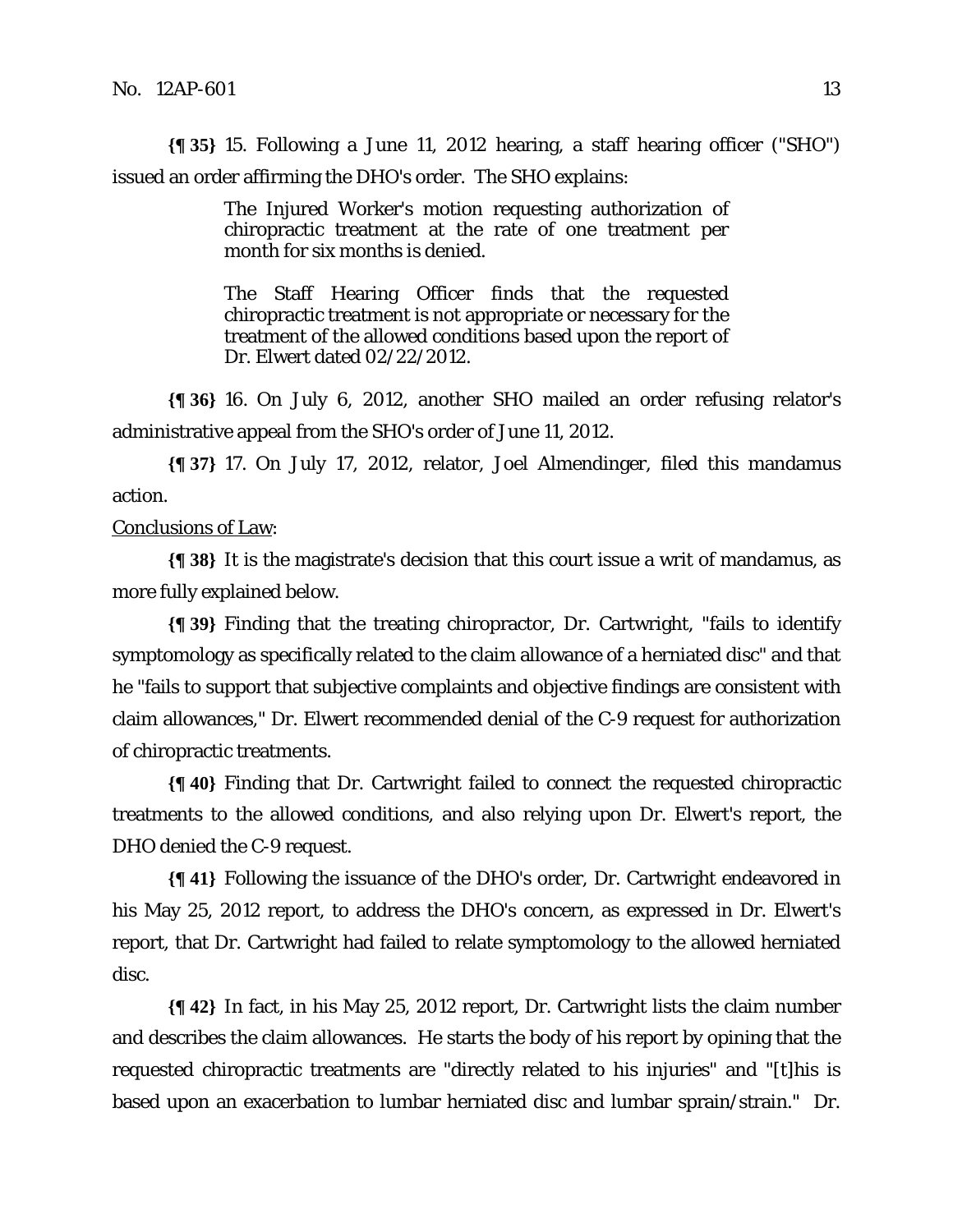**{¶ 35}** 15. Following a June 11, 2012 hearing, a staff hearing officer ("SHO") issued an order affirming the DHO's order. The SHO explains:

> The Injured Worker's motion requesting authorization of chiropractic treatment at the rate of one treatment per month for six months is denied.
>
> The Staff Hearing Officer finds that the requested chiropractic treatment is not appropriate or necessary for the treatment of the allowed conditions based upon the report of Dr. Elwert dated 02/22/2012.

**{¶ 36}** 16. On July 6, 2012, another SHO mailed an order refusing relator's administrative appeal from the SHO's order of June 11, 2012.

**{¶ 37}** 17. On July 17, 2012, relator, Joel Almendinger, filed this mandamus action.

Conclusions of Law:

**{¶ 38}** It is the magistrate's decision that this court issue a writ of mandamus, as more fully explained below.

**{¶ 39}** Finding that the treating chiropractor, Dr. Cartwright, "fails to identify symptomology as specifically related to the claim allowance of a herniated disc" and that he "fails to support that subjective complaints and objective findings are consistent with claim allowances," Dr. Elwert recommended denial of the C-9 request for authorization of chiropractic treatments.

**{¶ 40}** Finding that Dr. Cartwright failed to connect the requested chiropractic treatments to the allowed conditions, and also relying upon Dr. Elwert's report, the DHO denied the C-9 request.

**{¶ 41}** Following the issuance of the DHO's order, Dr. Cartwright endeavored in his May 25, 2012 report, to address the DHO's concern, as expressed in Dr. Elwert's report, that Dr. Cartwright had failed to relate symptomology to the allowed herniated disc.

**{¶ 42}** In fact, in his May 25, 2012 report, Dr. Cartwright lists the claim number and describes the claim allowances. He starts the body of his report by opining that the requested chiropractic treatments are "directly related to his injuries" and "[t]his is based upon an exacerbation to lumbar herniated disc and lumbar sprain/strain." Dr.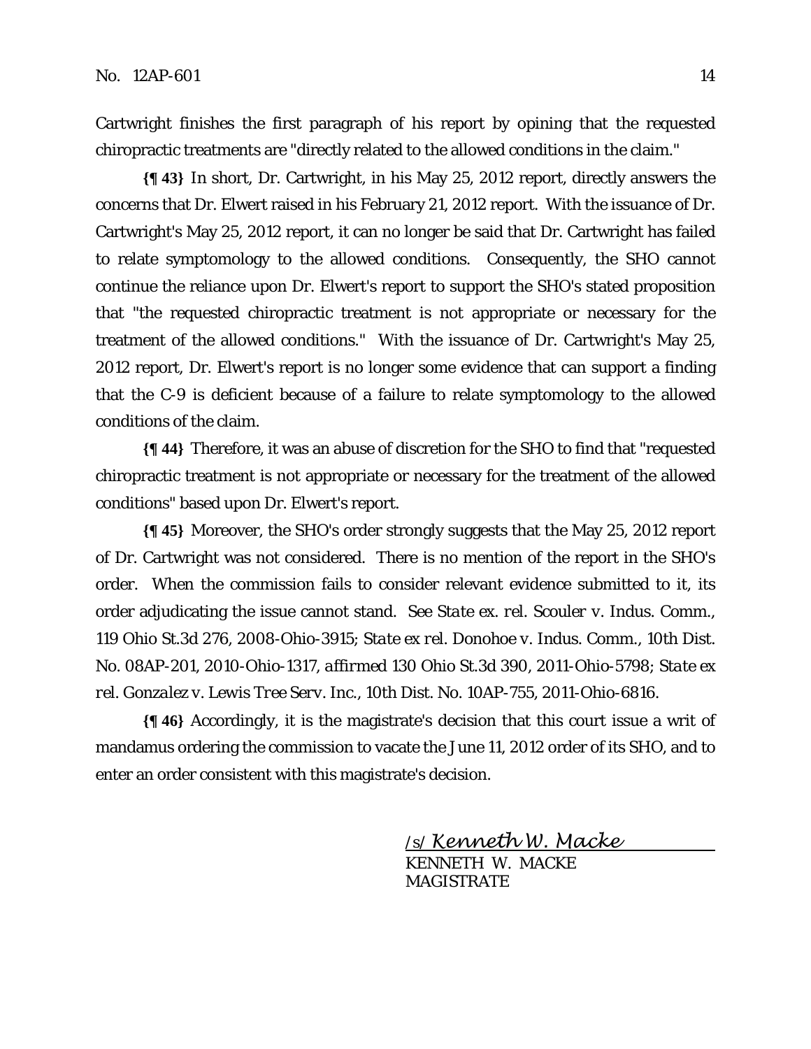Cartwright finishes the first paragraph of his report by opining that the requested chiropractic treatments are "directly related to the allowed conditions in the claim."

**{¶ 43}** In short, Dr. Cartwright, in his May 25, 2012 report, directly answers the concerns that Dr. Elwert raised in his February 21, 2012 report. With the issuance of Dr. Cartwright's May 25, 2012 report, it can no longer be said that Dr. Cartwright has failed to relate symptomology to the allowed conditions. Consequently, the SHO cannot continue the reliance upon Dr. Elwert's report to support the SHO's stated proposition that "the requested chiropractic treatment is not appropriate or necessary for the treatment of the allowed conditions." With the issuance of Dr. Cartwright's May 25, 2012 report, Dr. Elwert's report is no longer some evidence that can support a finding that the C-9 is deficient because of a failure to relate symptomology to the allowed conditions of the claim.

**{¶ 44}** Therefore, it was an abuse of discretion for the SHO to find that "requested chiropractic treatment is not appropriate or necessary for the treatment of the allowed conditions" based upon Dr. Elwert's report.

**{¶ 45}** Moreover, the SHO's order strongly suggests that the May 25, 2012 report of Dr. Cartwright was not considered. There is no mention of the report in the SHO's order. When the commission fails to consider relevant evidence submitted to it, its order adjudicating the issue cannot stand. See *State ex. rel. Scouler v. Indus. Comm.*, 119 Ohio St.3d 276, 2008-Ohio-3915; *State ex rel. Donohoe v. Indus. Comm.*, 10th Dist. No. 08AP-201, 2010-Ohio-1317, *affirmed* 130 Ohio St.3d 390, 2011-Ohio-5798; *State ex rel. Gonzalez v. Lewis Tree Serv. Inc.*, 10th Dist. No. 10AP-755, 2011-Ohio-6816.

**{¶ 46}** Accordingly, it is the magistrate's decision that this court issue a writ of mandamus ordering the commission to vacate the June 11, 2012 order of its SHO, and to enter an order consistent with this magistrate's decision.

/s/ *Kenneth W. Macke*
KENNETH W. MACKE
MAGISTRATE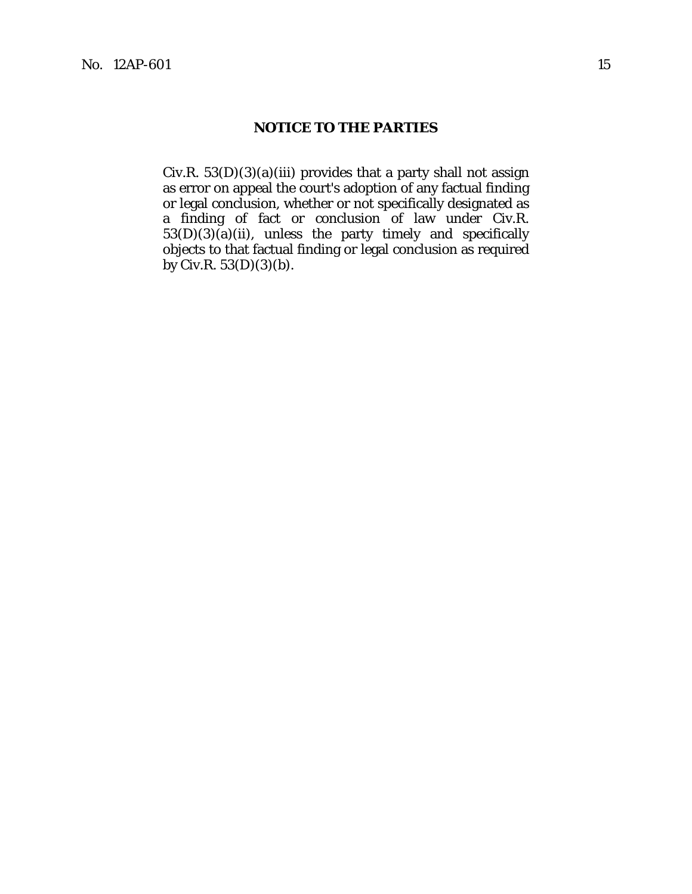## NOTICE TO THE PARTIES

Civ.R. 53(D)(3)(a)(iii) provides that a party shall not assign as error on appeal the court's adoption of any factual finding or legal conclusion, whether or not specifically designated as a finding of fact or conclusion of law under Civ.R. 53(D)(3)(a)(ii), unless the party timely and specifically objects to that factual finding or legal conclusion as required by Civ.R. 53(D)(3)(b).